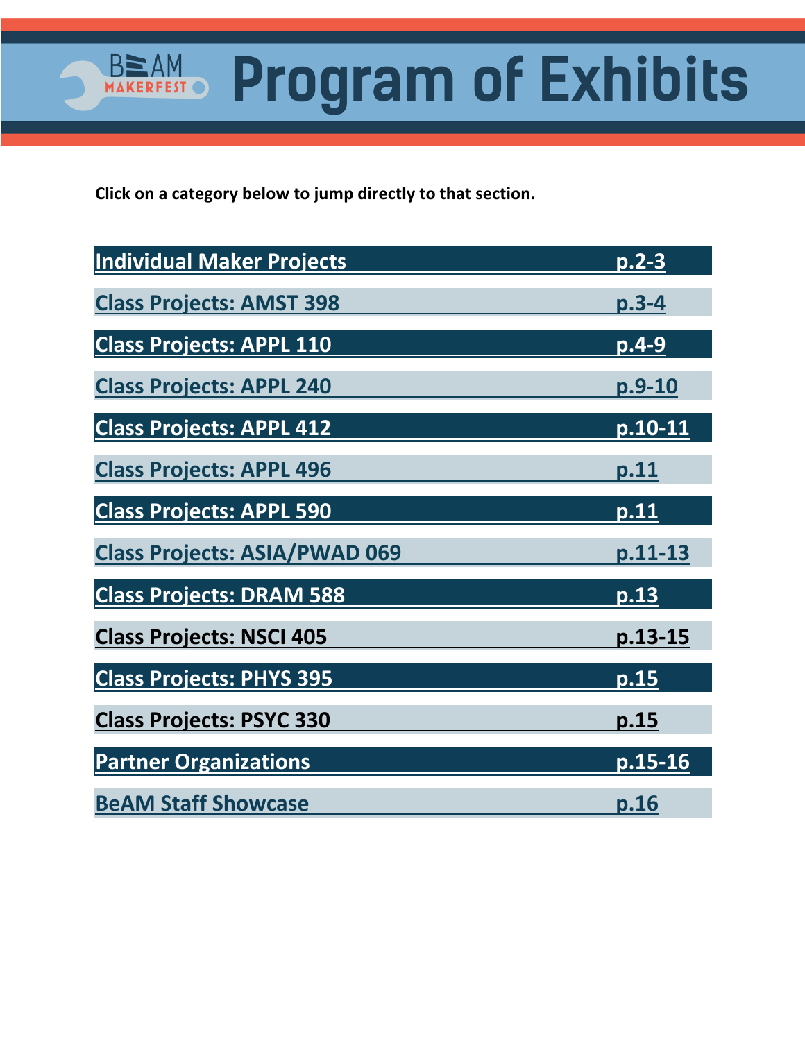# BeAM MAKERFEST Program of Exhibits

**Click on a category below to jump directly to that section.**

| Section | Pages |
|---|---|
| Individual Maker Projects | p.2-3 |
| Class Projects: AMST 398 | p.3-4 |
| Class Projects: APPL 110 | p.4-9 |
| Class Projects: APPL 240 | p.9-10 |
| Class Projects: APPL 412 | p.10-11 |
| Class Projects: APPL 496 | p.11 |
| Class Projects: APPL 590 | p.11 |
| Class Projects: ASIA/PWAD 069 | p.11-13 |
| Class Projects: DRAM 588 | p.13 |
| Class Projects: NSCI 405 | p.13-15 |
| Class Projects: PHYS 395 | p.15 |
| Class Projects: PSYC 330 | p.15 |
| Partner Organizations | p.15-16 |
| BeAM Staff Showcase | p.16 |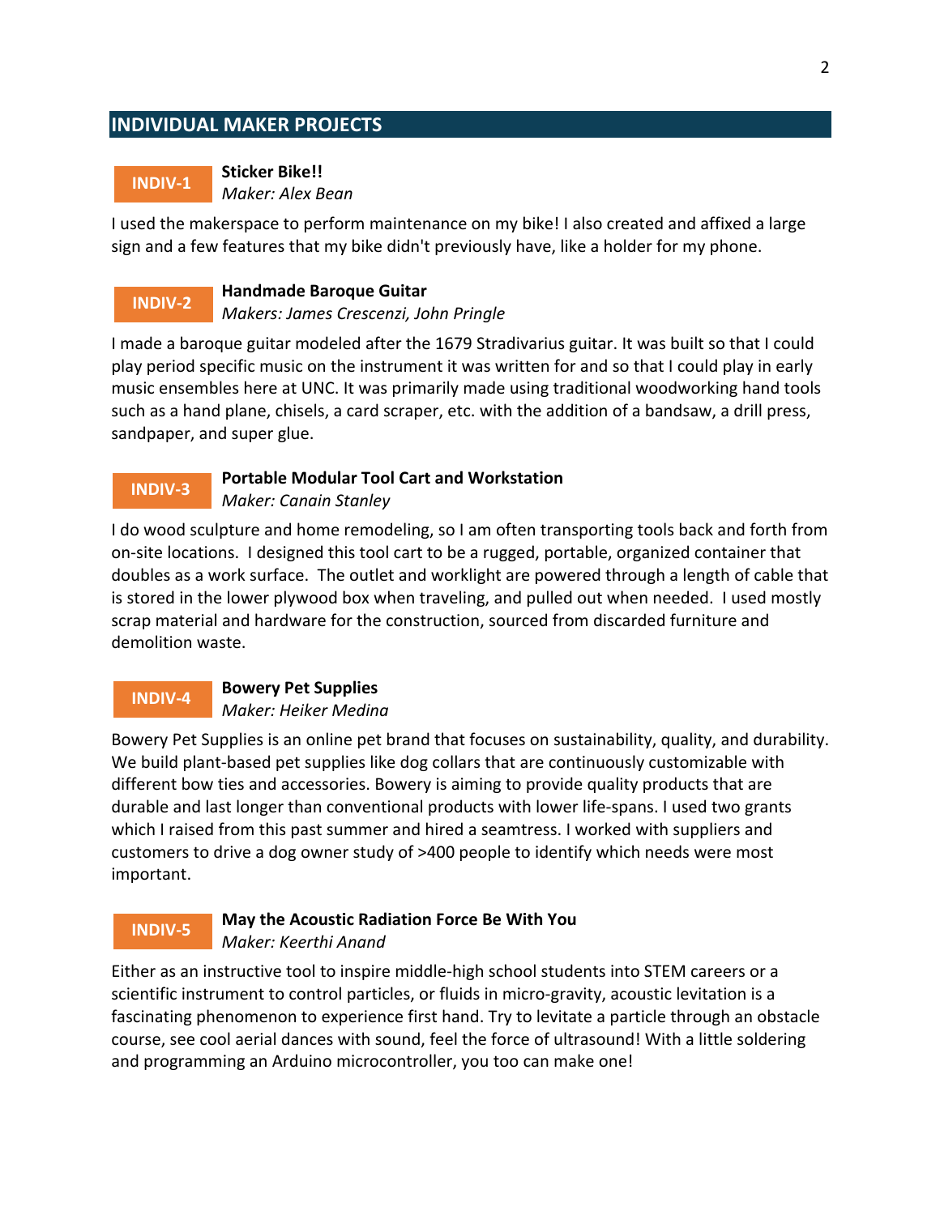## INDIVIDUAL MAKER PROJECTS

**INDIV-1** **Sticker Bike!!**
*Maker: Alex Bean*

I used the makerspace to perform maintenance on my bike! I also created and affixed a large sign and a few features that my bike didn't previously have, like a holder for my phone.

**INDIV-2** **Handmade Baroque Guitar**
*Makers: James Crescenzi, John Pringle*

I made a baroque guitar modeled after the 1679 Stradivarius guitar. It was built so that I could play period specific music on the instrument it was written for and so that I could play in early music ensembles here at UNC. It was primarily made using traditional woodworking hand tools such as a hand plane, chisels, a card scraper, etc. with the addition of a bandsaw, a drill press, sandpaper, and super glue.

**INDIV-3** **Portable Modular Tool Cart and Workstation**
*Maker: Canain Stanley*

I do wood sculpture and home remodeling, so I am often transporting tools back and forth from on-site locations. I designed this tool cart to be a rugged, portable, organized container that doubles as a work surface. The outlet and worklight are powered through a length of cable that is stored in the lower plywood box when traveling, and pulled out when needed. I used mostly scrap material and hardware for the construction, sourced from discarded furniture and demolition waste.

**INDIV-4** **Bowery Pet Supplies**
*Maker: Heiker Medina*

Bowery Pet Supplies is an online pet brand that focuses on sustainability, quality, and durability. We build plant-based pet supplies like dog collars that are continuously customizable with different bow ties and accessories. Bowery is aiming to provide quality products that are durable and last longer than conventional products with lower life-spans. I used two grants which I raised from this past summer and hired a seamtress. I worked with suppliers and customers to drive a dog owner study of >400 people to identify which needs were most important.

**INDIV-5** **May the Acoustic Radiation Force Be With You**
*Maker: Keerthi Anand*

Either as an instructive tool to inspire middle-high school students into STEM careers or a scientific instrument to control particles, or fluids in micro-gravity, acoustic levitation is a fascinating phenomenon to experience first hand. Try to levitate a particle through an obstacle course, see cool aerial dances with sound, feel the force of ultrasound! With a little soldering and programming an Arduino microcontroller, you too can make one!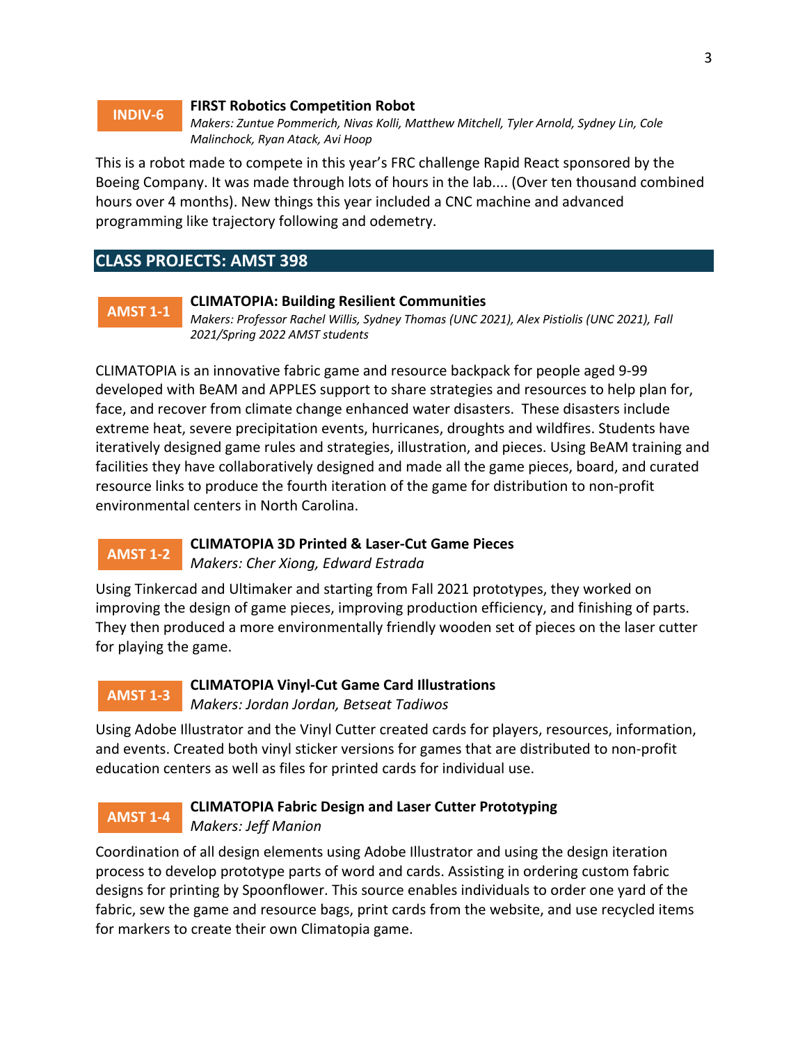**INDIV-6** **FIRST Robotics Competition Robot**
*Makers: Zuntue Pommerich, Nivas Kolli, Matthew Mitchell, Tyler Arnold, Sydney Lin, Cole Malinchock, Ryan Atack, Avi Hoop*

This is a robot made to compete in this year's FRC challenge Rapid React sponsored by the Boeing Company. It was made through lots of hours in the lab.... (Over ten thousand combined hours over 4 months). New things this year included a CNC machine and advanced programming like trajectory following and odemetry.

## CLASS PROJECTS: AMST 398

**AMST 1-1** **CLIMATOPIA: Building Resilient Communities**
*Makers: Professor Rachel Willis, Sydney Thomas (UNC 2021), Alex Pistiolis (UNC 2021), Fall 2021/Spring 2022 AMST students*

CLIMATOPIA is an innovative fabric game and resource backpack for people aged 9-99 developed with BeAM and APPLES support to share strategies and resources to help plan for, face, and recover from climate change enhanced water disasters. These disasters include extreme heat, severe precipitation events, hurricanes, droughts and wildfires. Students have iteratively designed game rules and strategies, illustration, and pieces. Using BeAM training and facilities they have collaboratively designed and made all the game pieces, board, and curated resource links to produce the fourth iteration of the game for distribution to non-profit environmental centers in North Carolina.

**AMST 1-2** **CLIMATOPIA 3D Printed & Laser-Cut Game Pieces**
*Makers: Cher Xiong, Edward Estrada*

Using Tinkercad and Ultimaker and starting from Fall 2021 prototypes, they worked on improving the design of game pieces, improving production efficiency, and finishing of parts. They then produced a more environmentally friendly wooden set of pieces on the laser cutter for playing the game.

**AMST 1-3** **CLIMATOPIA Vinyl-Cut Game Card Illustrations**
*Makers: Jordan Jordan, Betseat Tadiwos*

Using Adobe Illustrator and the Vinyl Cutter created cards for players, resources, information, and events. Created both vinyl sticker versions for games that are distributed to non-profit education centers as well as files for printed cards for individual use.

**AMST 1-4** **CLIMATOPIA Fabric Design and Laser Cutter Prototyping**
*Makers: Jeff Manion*

Coordination of all design elements using Adobe Illustrator and using the design iteration process to develop prototype parts of word and cards. Assisting in ordering custom fabric designs for printing by Spoonflower. This source enables individuals to order one yard of the fabric, sew the game and resource bags, print cards from the website, and use recycled items for markers to create their own Climatopia game.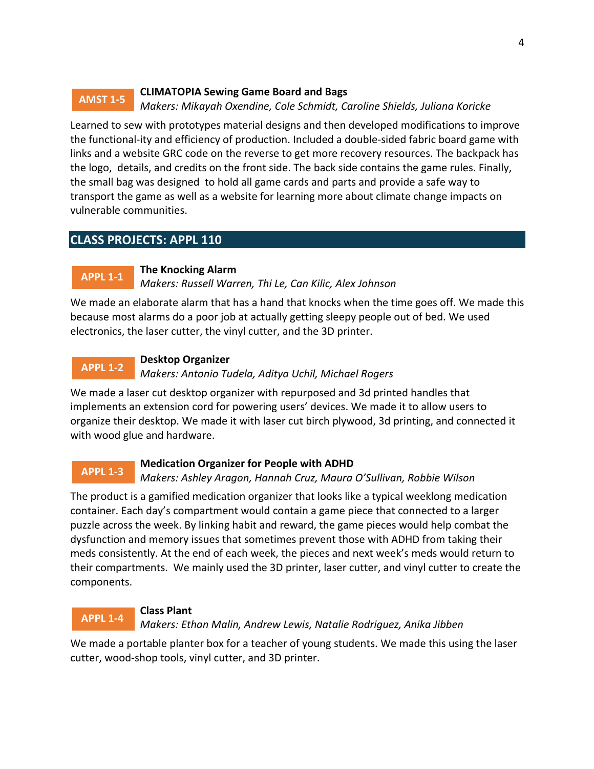**AMST 1-5** **CLIMATOPIA Sewing Game Board and Bags**
*Makers: Mikayah Oxendine, Cole Schmidt, Caroline Shields, Juliana Koricke*

Learned to sew with prototypes material designs and then developed modifications to improve the functional-ity and efficiency of production. Included a double-sided fabric board game with links and a website GRC code on the reverse to get more recovery resources. The backpack has the logo, details, and credits on the front side. The back side contains the game rules. Finally, the small bag was designed to hold all game cards and parts and provide a safe way to transport the game as well as a website for learning more about climate change impacts on vulnerable communities.

## CLASS PROJECTS: APPL 110

**APPL 1-1** **The Knocking Alarm**
*Makers: Russell Warren, Thi Le, Can Kilic, Alex Johnson*

We made an elaborate alarm that has a hand that knocks when the time goes off. We made this because most alarms do a poor job at actually getting sleepy people out of bed. We used electronics, the laser cutter, the vinyl cutter, and the 3D printer.

**APPL 1-2** **Desktop Organizer**
*Makers: Antonio Tudela, Aditya Uchil, Michael Rogers*

We made a laser cut desktop organizer with repurposed and 3d printed handles that implements an extension cord for powering users' devices. We made it to allow users to organize their desktop. We made it with laser cut birch plywood, 3d printing, and connected it with wood glue and hardware.

**APPL 1-3** **Medication Organizer for People with ADHD**
*Makers: Ashley Aragon, Hannah Cruz, Maura O'Sullivan, Robbie Wilson*

The product is a gamified medication organizer that looks like a typical weeklong medication container. Each day's compartment would contain a game piece that connected to a larger puzzle across the week. By linking habit and reward, the game pieces would help combat the dysfunction and memory issues that sometimes prevent those with ADHD from taking their meds consistently. At the end of each week, the pieces and next week's meds would return to their compartments. We mainly used the 3D printer, laser cutter, and vinyl cutter to create the components.

**APPL 1-4** **Class Plant**
*Makers: Ethan Malin, Andrew Lewis, Natalie Rodriguez, Anika Jibben*

We made a portable planter box for a teacher of young students. We made this using the laser cutter, wood-shop tools, vinyl cutter, and 3D printer.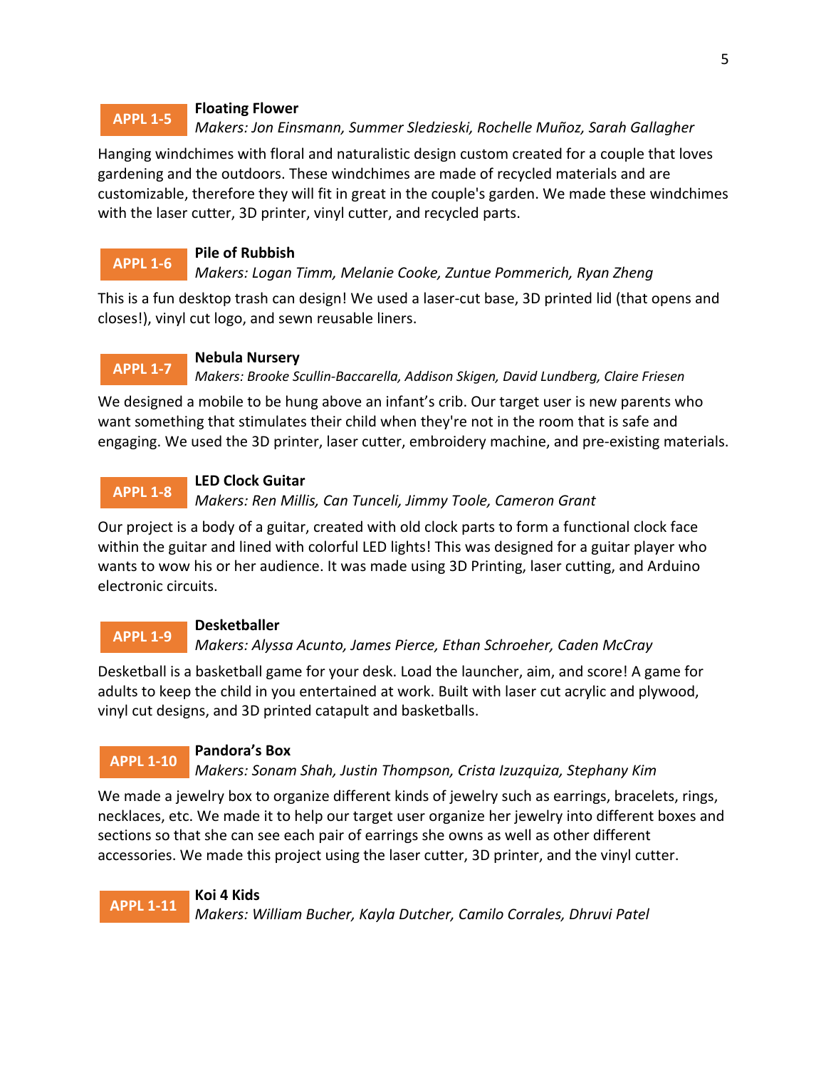**APPL 1-5** **Floating Flower**
*Makers: Jon Einsmann, Summer Sledzieski, Rochelle Muñoz, Sarah Gallagher*

Hanging windchimes with floral and naturalistic design custom created for a couple that loves gardening and the outdoors. These windchimes are made of recycled materials and are customizable, therefore they will fit in great in the couple's garden. We made these windchimes with the laser cutter, 3D printer, vinyl cutter, and recycled parts.

**APPL 1-6** **Pile of Rubbish**
*Makers: Logan Timm, Melanie Cooke, Zuntue Pommerich, Ryan Zheng*

This is a fun desktop trash can design! We used a laser-cut base, 3D printed lid (that opens and closes!), vinyl cut logo, and sewn reusable liners.

**APPL 1-7** **Nebula Nursery**
*Makers: Brooke Scullin-Baccarella, Addison Skigen, David Lundberg, Claire Friesen*

We designed a mobile to be hung above an infant's crib. Our target user is new parents who want something that stimulates their child when they're not in the room that is safe and engaging. We used the 3D printer, laser cutter, embroidery machine, and pre-existing materials.

**APPL 1-8** **LED Clock Guitar**
*Makers: Ren Millis, Can Tunceli, Jimmy Toole, Cameron Grant*

Our project is a body of a guitar, created with old clock parts to form a functional clock face within the guitar and lined with colorful LED lights! This was designed for a guitar player who wants to wow his or her audience. It was made using 3D Printing, laser cutting, and Arduino electronic circuits.

**APPL 1-9** **Desketballer**
*Makers: Alyssa Acunto, James Pierce, Ethan Schroeher, Caden McCray*

Desketball is a basketball game for your desk. Load the launcher, aim, and score! A game for adults to keep the child in you entertained at work. Built with laser cut acrylic and plywood, vinyl cut designs, and 3D printed catapult and basketballs.

**APPL 1-10** **Pandora's Box**
*Makers: Sonam Shah, Justin Thompson, Crista Izuzquiza, Stephany Kim*

We made a jewelry box to organize different kinds of jewelry such as earrings, bracelets, rings, necklaces, etc. We made it to help our target user organize her jewelry into different boxes and sections so that she can see each pair of earrings she owns as well as other different accessories. We made this project using the laser cutter, 3D printer, and the vinyl cutter.

**APPL 1-11** **Koi 4 Kids**
*Makers: William Bucher, Kayla Dutcher, Camilo Corrales, Dhruvi Patel*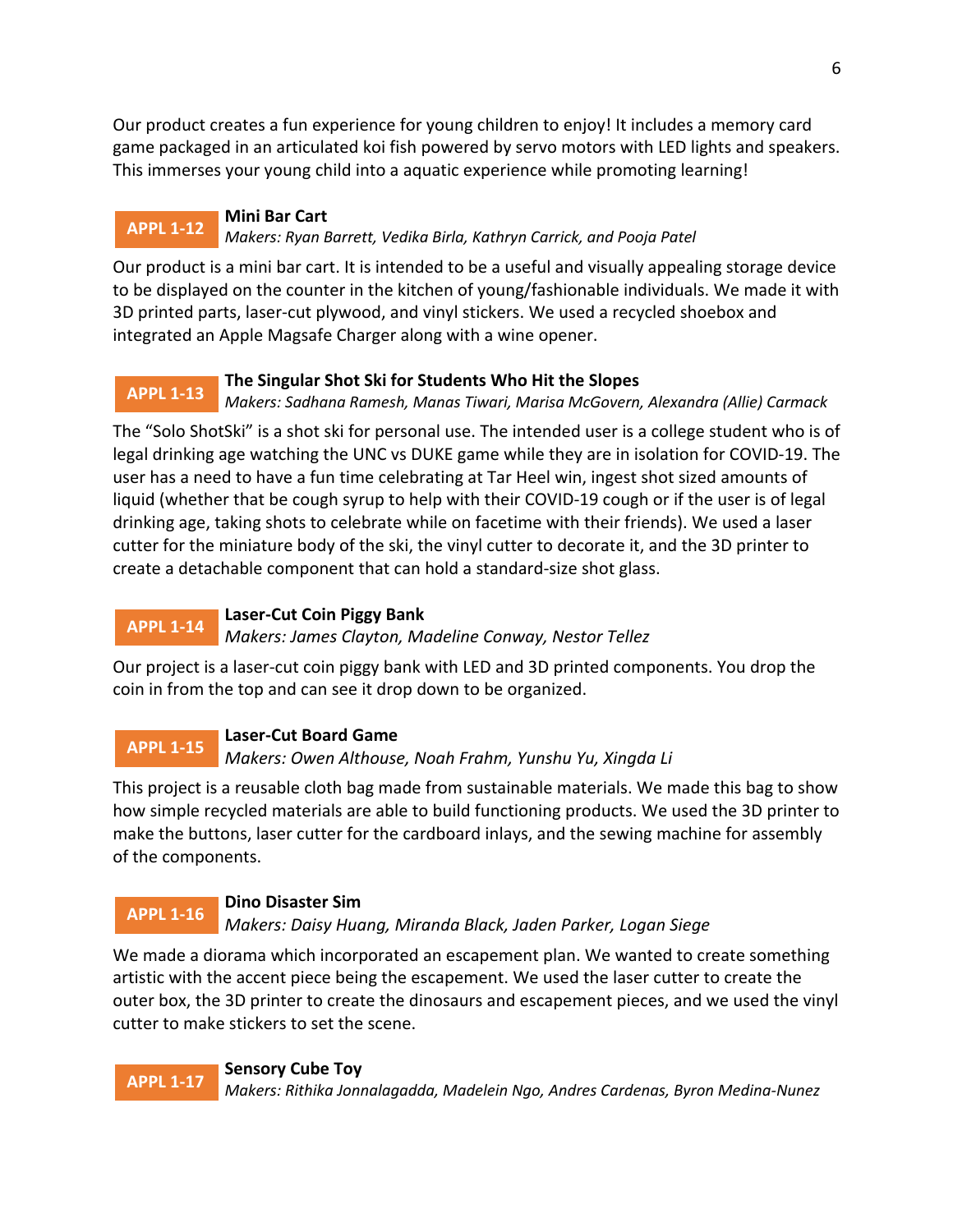Our product creates a fun experience for young children to enjoy! It includes a memory card game packaged in an articulated koi fish powered by servo motors with LED lights and speakers. This immerses your young child into a aquatic experience while promoting learning!

**APPL 1-12** **Mini Bar Cart**
*Makers: Ryan Barrett, Vedika Birla, Kathryn Carrick, and Pooja Patel*

Our product is a mini bar cart. It is intended to be a useful and visually appealing storage device to be displayed on the counter in the kitchen of young/fashionable individuals. We made it with 3D printed parts, laser-cut plywood, and vinyl stickers. We used a recycled shoebox and integrated an Apple Magsafe Charger along with a wine opener.

**APPL 1-13** **The Singular Shot Ski for Students Who Hit the Slopes**
*Makers: Sadhana Ramesh, Manas Tiwari, Marisa McGovern, Alexandra (Allie) Carmack*

The "Solo ShotSki" is a shot ski for personal use. The intended user is a college student who is of legal drinking age watching the UNC vs DUKE game while they are in isolation for COVID-19. The user has a need to have a fun time celebrating at Tar Heel win, ingest shot sized amounts of liquid (whether that be cough syrup to help with their COVID-19 cough or if the user is of legal drinking age, taking shots to celebrate while on facetime with their friends). We used a laser cutter for the miniature body of the ski, the vinyl cutter to decorate it, and the 3D printer to create a detachable component that can hold a standard-size shot glass.

**APPL 1-14** **Laser-Cut Coin Piggy Bank**
*Makers: James Clayton, Madeline Conway, Nestor Tellez*

Our project is a laser-cut coin piggy bank with LED and 3D printed components. You drop the coin in from the top and can see it drop down to be organized.

**APPL 1-15** **Laser-Cut Board Game**
*Makers: Owen Althouse, Noah Frahm, Yunshu Yu, Xingda Li*

This project is a reusable cloth bag made from sustainable materials. We made this bag to show how simple recycled materials are able to build functioning products. We used the 3D printer to make the buttons, laser cutter for the cardboard inlays, and the sewing machine for assembly of the components.

**APPL 1-16** **Dino Disaster Sim**
*Makers: Daisy Huang, Miranda Black, Jaden Parker, Logan Siege*

We made a diorama which incorporated an escapement plan. We wanted to create something artistic with the accent piece being the escapement. We used the laser cutter to create the outer box, the 3D printer to create the dinosaurs and escapement pieces, and we used the vinyl cutter to make stickers to set the scene.

**APPL 1-17** **Sensory Cube Toy**
*Makers: Rithika Jonnalagadda, Madelein Ngo, Andres Cardenas, Byron Medina-Nunez*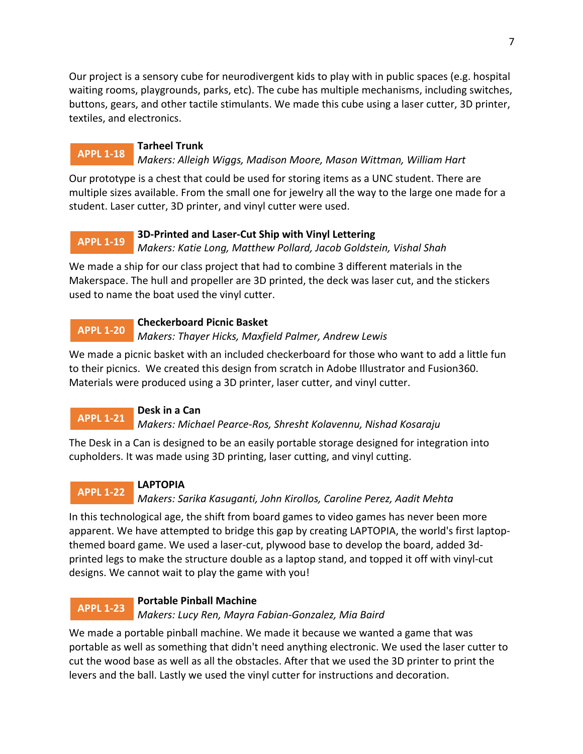Our project is a sensory cube for neurodivergent kids to play with in public spaces (e.g. hospital waiting rooms, playgrounds, parks, etc). The cube has multiple mechanisms, including switches, buttons, gears, and other tactile stimulants. We made this cube using a laser cutter, 3D printer, textiles, and electronics.

**APPL 1-18** **Tarheel Trunk**
*Makers: Alleigh Wiggs, Madison Moore, Mason Wittman, William Hart*

Our prototype is a chest that could be used for storing items as a UNC student. There are multiple sizes available. From the small one for jewelry all the way to the large one made for a student. Laser cutter, 3D printer, and vinyl cutter were used.

**APPL 1-19** **3D-Printed and Laser-Cut Ship with Vinyl Lettering**
*Makers: Katie Long, Matthew Pollard, Jacob Goldstein, Vishal Shah*

We made a ship for our class project that had to combine 3 different materials in the Makerspace. The hull and propeller are 3D printed, the deck was laser cut, and the stickers used to name the boat used the vinyl cutter.

**APPL 1-20** **Checkerboard Picnic Basket**
*Makers: Thayer Hicks, Maxfield Palmer, Andrew Lewis*

We made a picnic basket with an included checkerboard for those who want to add a little fun to their picnics. We created this design from scratch in Adobe Illustrator and Fusion360. Materials were produced using a 3D printer, laser cutter, and vinyl cutter.

**APPL 1-21** **Desk in a Can**
*Makers: Michael Pearce-Ros, Shresht Kolavennu, Nishad Kosaraju*

The Desk in a Can is designed to be an easily portable storage designed for integration into cupholders. It was made using 3D printing, laser cutting, and vinyl cutting.

**APPL 1-22** **LAPTOPIA**
*Makers: Sarika Kasuganti, John Kirollos, Caroline Perez, Aadit Mehta*

In this technological age, the shift from board games to video games has never been more apparent. We have attempted to bridge this gap by creating LAPTOPIA, the world's first laptop-themed board game. We used a laser-cut, plywood base to develop the board, added 3d-printed legs to make the structure double as a laptop stand, and topped it off with vinyl-cut designs. We cannot wait to play the game with you!

**APPL 1-23** **Portable Pinball Machine**
*Makers: Lucy Ren, Mayra Fabian-Gonzalez, Mia Baird*

We made a portable pinball machine. We made it because we wanted a game that was portable as well as something that didn't need anything electronic. We used the laser cutter to cut the wood base as well as all the obstacles. After that we used the 3D printer to print the levers and the ball. Lastly we used the vinyl cutter for instructions and decoration.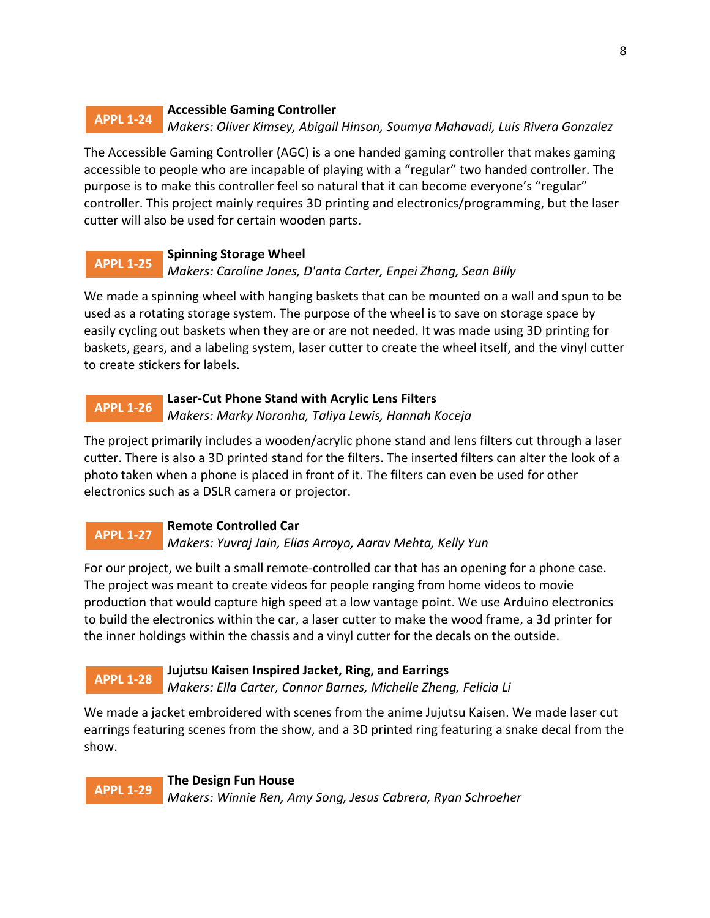**APPL 1-24**

### Accessible Gaming Controller

*Makers: Oliver Kimsey, Abigail Hinson, Soumya Mahavadi, Luis Rivera Gonzalez*

The Accessible Gaming Controller (AGC) is a one handed gaming controller that makes gaming accessible to people who are incapable of playing with a “regular” two handed controller. The purpose is to make this controller feel so natural that it can become everyone’s “regular” controller. This project mainly requires 3D printing and electronics/programming, but the laser cutter will also be used for certain wooden parts.

**APPL 1-25**

### Spinning Storage Wheel

*Makers: Caroline Jones, D'anta Carter, Enpei Zhang, Sean Billy*

We made a spinning wheel with hanging baskets that can be mounted on a wall and spun to be used as a rotating storage system. The purpose of the wheel is to save on storage space by easily cycling out baskets when they are or are not needed. It was made using 3D printing for baskets, gears, and a labeling system, laser cutter to create the wheel itself, and the vinyl cutter to create stickers for labels.

**APPL 1-26**

### Laser-Cut Phone Stand with Acrylic Lens Filters

*Makers: Marky Noronha, Taliya Lewis, Hannah Koceja*

The project primarily includes a wooden/acrylic phone stand and lens filters cut through a laser cutter. There is also a 3D printed stand for the filters. The inserted filters can alter the look of a photo taken when a phone is placed in front of it. The filters can even be used for other electronics such as a DSLR camera or projector.

**APPL 1-27**

### Remote Controlled Car

*Makers: Yuvraj Jain, Elias Arroyo, Aarav Mehta, Kelly Yun*

For our project, we built a small remote-controlled car that has an opening for a phone case. The project was meant to create videos for people ranging from home videos to movie production that would capture high speed at a low vantage point. We use Arduino electronics to build the electronics within the car, a laser cutter to make the wood frame, a 3d printer for the inner holdings within the chassis and a vinyl cutter for the decals on the outside.

**APPL 1-28**

### Jujutsu Kaisen Inspired Jacket, Ring, and Earrings

*Makers: Ella Carter, Connor Barnes, Michelle Zheng, Felicia Li*

We made a jacket embroidered with scenes from the anime Jujutsu Kaisen. We made laser cut earrings featuring scenes from the show, and a 3D printed ring featuring a snake decal from the show.

**APPL 1-29**

### The Design Fun House

*Makers: Winnie Ren, Amy Song, Jesus Cabrera, Ryan Schroeher*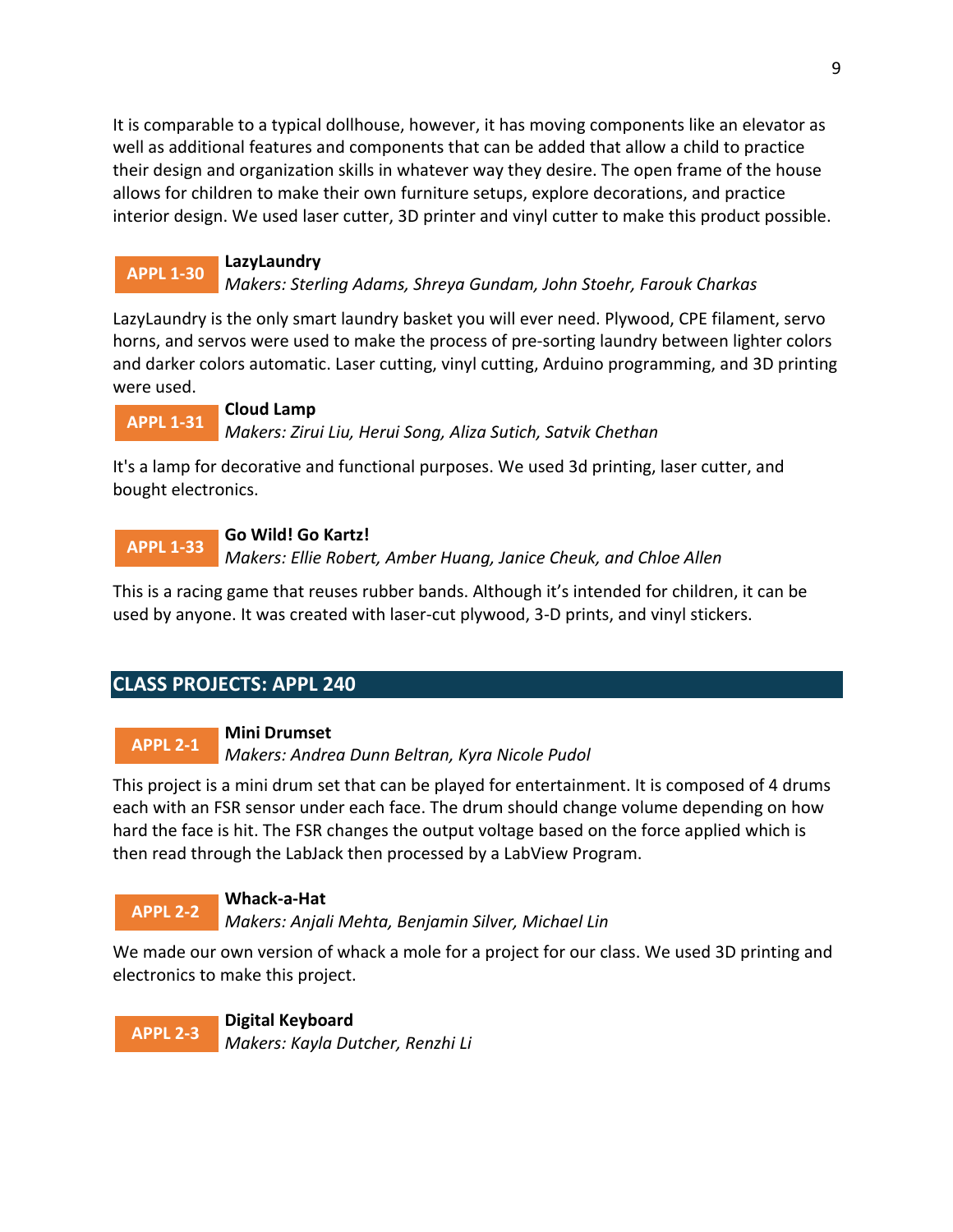It is comparable to a typical dollhouse, however, it has moving components like an elevator as well as additional features and components that can be added that allow a child to practice their design and organization skills in whatever way they desire. The open frame of the house allows for children to make their own furniture setups, explore decorations, and practice interior design. We used laser cutter, 3D printer and vinyl cutter to make this product possible.

**APPL 1-30** **LazyLaundry**
*Makers: Sterling Adams, Shreya Gundam, John Stoehr, Farouk Charkas*

LazyLaundry is the only smart laundry basket you will ever need. Plywood, CPE filament, servo horns, and servos were used to make the process of pre-sorting laundry between lighter colors and darker colors automatic. Laser cutting, vinyl cutting, Arduino programming, and 3D printing were used.

**APPL 1-31** **Cloud Lamp**
*Makers: Zirui Liu, Herui Song, Aliza Sutich, Satvik Chethan*

It's a lamp for decorative and functional purposes. We used 3d printing, laser cutter, and bought electronics.

**APPL 1-33** **Go Wild! Go Kartz!**
*Makers: Ellie Robert, Amber Huang, Janice Cheuk, and Chloe Allen*

This is a racing game that reuses rubber bands. Although it's intended for children, it can be used by anyone. It was created with laser-cut plywood, 3-D prints, and vinyl stickers.

## CLASS PROJECTS: APPL 240

**APPL 2-1** **Mini Drumset**
*Makers: Andrea Dunn Beltran, Kyra Nicole Pudol*

This project is a mini drum set that can be played for entertainment. It is composed of 4 drums each with an FSR sensor under each face. The drum should change volume depending on how hard the face is hit. The FSR changes the output voltage based on the force applied which is then read through the LabJack then processed by a LabView Program.

**APPL 2-2** **Whack-a-Hat**
*Makers: Anjali Mehta, Benjamin Silver, Michael Lin*

We made our own version of whack a mole for a project for our class. We used 3D printing and electronics to make this project.

**APPL 2-3** **Digital Keyboard**
*Makers: Kayla Dutcher, Renzhi Li*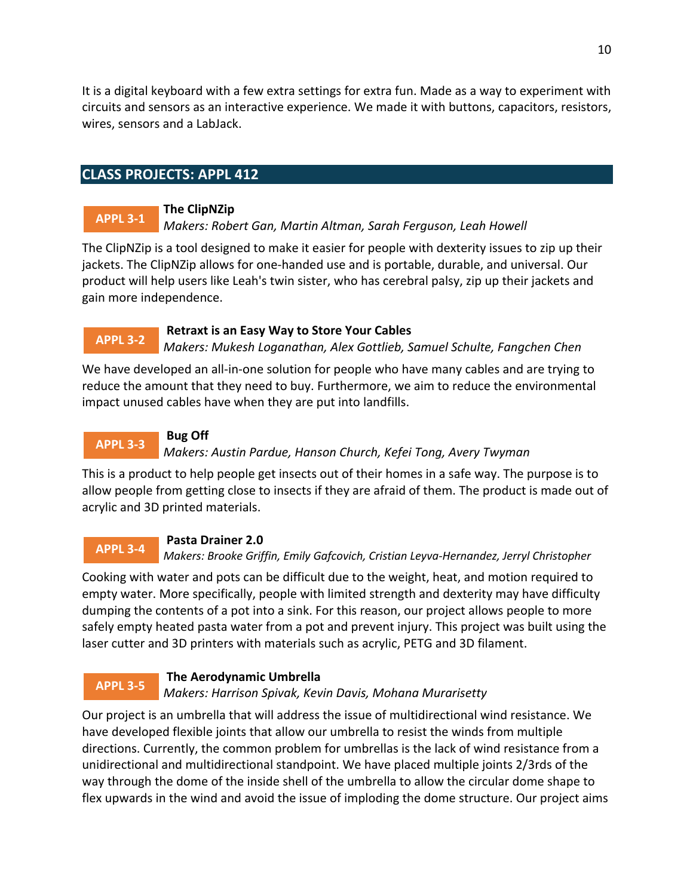It is a digital keyboard with a few extra settings for extra fun. Made as a way to experiment with circuits and sensors as an interactive experience. We made it with buttons, capacitors, resistors, wires, sensors and a LabJack.

## CLASS PROJECTS: APPL 412

**APPL 3-1** **The ClipNZip**

*Makers: Robert Gan, Martin Altman, Sarah Ferguson, Leah Howell*

The ClipNZip is a tool designed to make it easier for people with dexterity issues to zip up their jackets. The ClipNZip allows for one-handed use and is portable, durable, and universal. Our product will help users like Leah's twin sister, who has cerebral palsy, zip up their jackets and gain more independence.

**APPL 3-2** **Retraxt is an Easy Way to Store Your Cables**

*Makers: Mukesh Loganathan, Alex Gottlieb, Samuel Schulte, Fangchen Chen*

We have developed an all-in-one solution for people who have many cables and are trying to reduce the amount that they need to buy. Furthermore, we aim to reduce the environmental impact unused cables have when they are put into landfills.

**APPL 3-3** **Bug Off**

*Makers: Austin Pardue, Hanson Church, Kefei Tong, Avery Twyman*

This is a product to help people get insects out of their homes in a safe way. The purpose is to allow people from getting close to insects if they are afraid of them. The product is made out of acrylic and 3D printed materials.

**APPL 3-4** **Pasta Drainer 2.0**

*Makers: Brooke Griffin, Emily Gafcovich, Cristian Leyva-Hernandez, Jerryl Christopher*

Cooking with water and pots can be difficult due to the weight, heat, and motion required to empty water. More specifically, people with limited strength and dexterity may have difficulty dumping the contents of a pot into a sink. For this reason, our project allows people to more safely empty heated pasta water from a pot and prevent injury. This project was built using the laser cutter and 3D printers with materials such as acrylic, PETG and 3D filament.

**APPL 3-5** **The Aerodynamic Umbrella**

*Makers: Harrison Spivak, Kevin Davis, Mohana Murarisetty*

Our project is an umbrella that will address the issue of multidirectional wind resistance. We have developed flexible joints that allow our umbrella to resist the winds from multiple directions. Currently, the common problem for umbrellas is the lack of wind resistance from a unidirectional and multidirectional standpoint. We have placed multiple joints 2/3rds of the way through the dome of the inside shell of the umbrella to allow the circular dome shape to flex upwards in the wind and avoid the issue of imploding the dome structure. Our project aims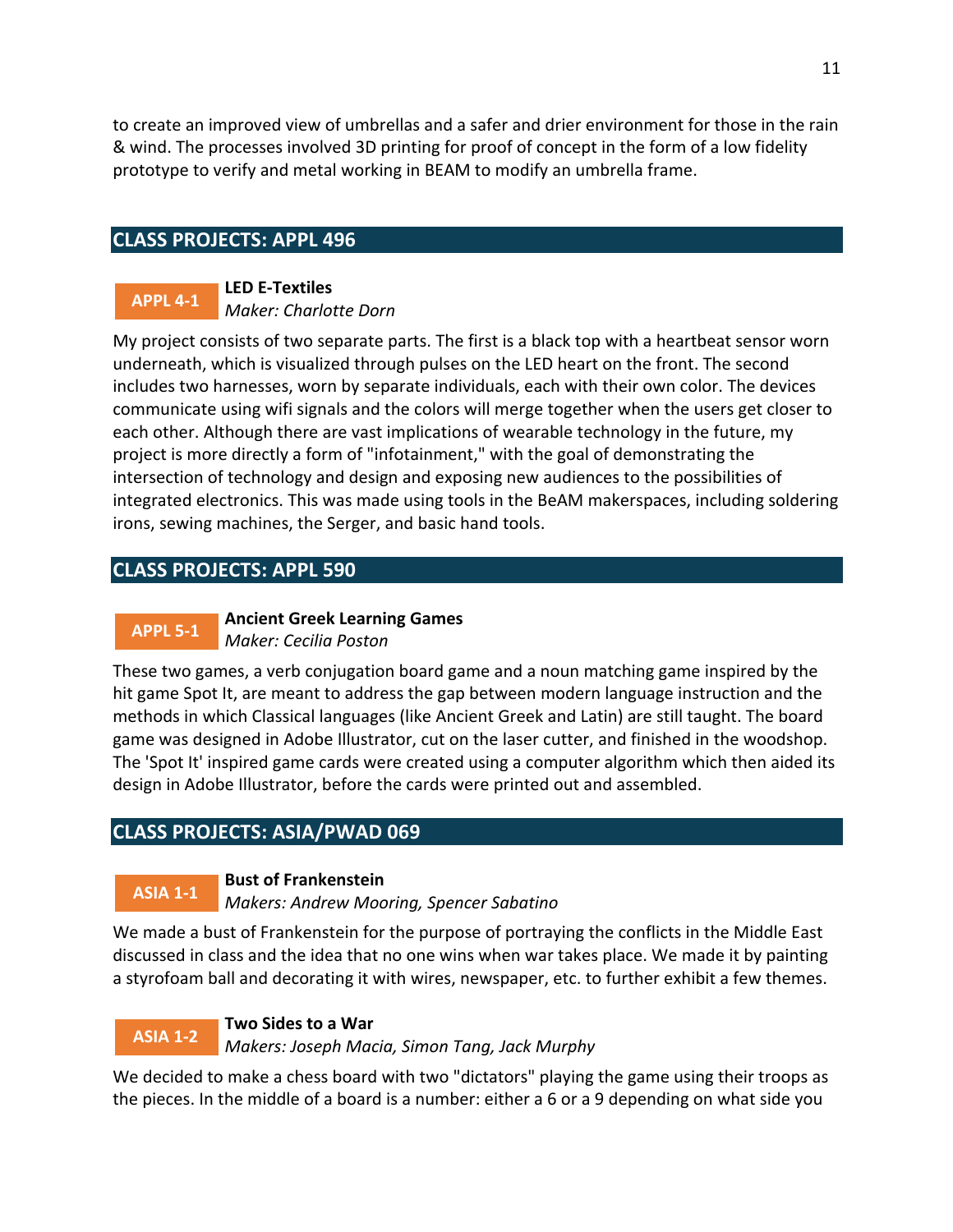to create an improved view of umbrellas and a safer and drier environment for those in the rain & wind. The processes involved 3D printing for proof of concept in the form of a low fidelity prototype to verify and metal working in BEAM to modify an umbrella frame.

## CLASS PROJECTS: APPL 496

**APPL 4-1** **LED E-Textiles**
*Maker: Charlotte Dorn*

My project consists of two separate parts. The first is a black top with a heartbeat sensor worn underneath, which is visualized through pulses on the LED heart on the front. The second includes two harnesses, worn by separate individuals, each with their own color. The devices communicate using wifi signals and the colors will merge together when the users get closer to each other. Although there are vast implications of wearable technology in the future, my project is more directly a form of "infotainment," with the goal of demonstrating the intersection of technology and design and exposing new audiences to the possibilities of integrated electronics. This was made using tools in the BeAM makerspaces, including soldering irons, sewing machines, the Serger, and basic hand tools.

## CLASS PROJECTS: APPL 590

**APPL 5-1** **Ancient Greek Learning Games**
*Maker: Cecilia Poston*

These two games, a verb conjugation board game and a noun matching game inspired by the hit game Spot It, are meant to address the gap between modern language instruction and the methods in which Classical languages (like Ancient Greek and Latin) are still taught. The board game was designed in Adobe Illustrator, cut on the laser cutter, and finished in the woodshop. The 'Spot It' inspired game cards were created using a computer algorithm which then aided its design in Adobe Illustrator, before the cards were printed out and assembled.

## CLASS PROJECTS: ASIA/PWAD 069

**ASIA 1-1** **Bust of Frankenstein**
*Makers: Andrew Mooring, Spencer Sabatino*

We made a bust of Frankenstein for the purpose of portraying the conflicts in the Middle East discussed in class and the idea that no one wins when war takes place. We made it by painting a styrofoam ball and decorating it with wires, newspaper, etc. to further exhibit a few themes.

**ASIA 1-2** **Two Sides to a War**
*Makers: Joseph Macia, Simon Tang, Jack Murphy*

We decided to make a chess board with two "dictators" playing the game using their troops as the pieces. In the middle of a board is a number: either a 6 or a 9 depending on what side you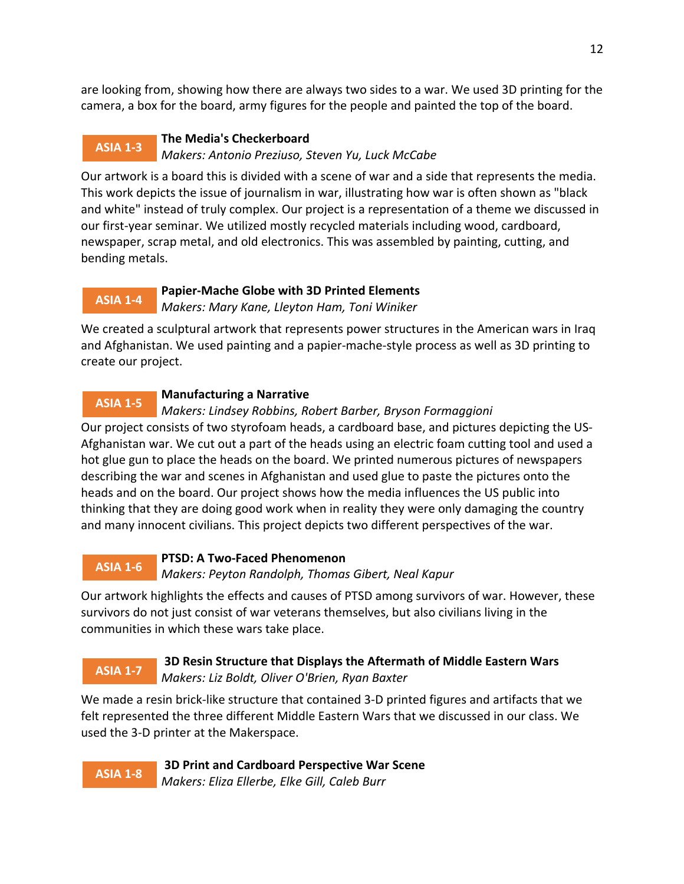are looking from, showing how there are always two sides to a war. We used 3D printing for the camera, a box for the board, army figures for the people and painted the top of the board.

**ASIA 1-3** **The Media's Checkerboard**
*Makers: Antonio Preziuso, Steven Yu, Luck McCabe*

Our artwork is a board this is divided with a scene of war and a side that represents the media. This work depicts the issue of journalism in war, illustrating how war is often shown as "black and white" instead of truly complex. Our project is a representation of a theme we discussed in our first-year seminar. We utilized mostly recycled materials including wood, cardboard, newspaper, scrap metal, and old electronics. This was assembled by painting, cutting, and bending metals.

**ASIA 1-4** **Papier-Mache Globe with 3D Printed Elements**
*Makers: Mary Kane, Lleyton Ham, Toni Winiker*

We created a sculptural artwork that represents power structures in the American wars in Iraq and Afghanistan. We used painting and a papier-mache-style process as well as 3D printing to create our project.

**ASIA 1-5** **Manufacturing a Narrative**
*Makers: Lindsey Robbins, Robert Barber, Bryson Formaggioni*

Our project consists of two styrofoam heads, a cardboard base, and pictures depicting the US-Afghanistan war. We cut out a part of the heads using an electric foam cutting tool and used a hot glue gun to place the heads on the board. We printed numerous pictures of newspapers describing the war and scenes in Afghanistan and used glue to paste the pictures onto the heads and on the board. Our project shows how the media influences the US public into thinking that they are doing good work when in reality they were only damaging the country and many innocent civilians. This project depicts two different perspectives of the war.

**ASIA 1-6** **PTSD: A Two-Faced Phenomenon**
*Makers: Peyton Randolph, Thomas Gibert, Neal Kapur*

Our artwork highlights the effects and causes of PTSD among survivors of war. However, these survivors do not just consist of war veterans themselves, but also civilians living in the communities in which these wars take place.

**ASIA 1-7** **3D Resin Structure that Displays the Aftermath of Middle Eastern Wars**
*Makers: Liz Boldt, Oliver O'Brien, Ryan Baxter*

We made a resin brick-like structure that contained 3-D printed figures and artifacts that we felt represented the three different Middle Eastern Wars that we discussed in our class. We used the 3-D printer at the Makerspace.

**ASIA 1-8** **3D Print and Cardboard Perspective War Scene**
*Makers: Eliza Ellerbe, Elke Gill, Caleb Burr*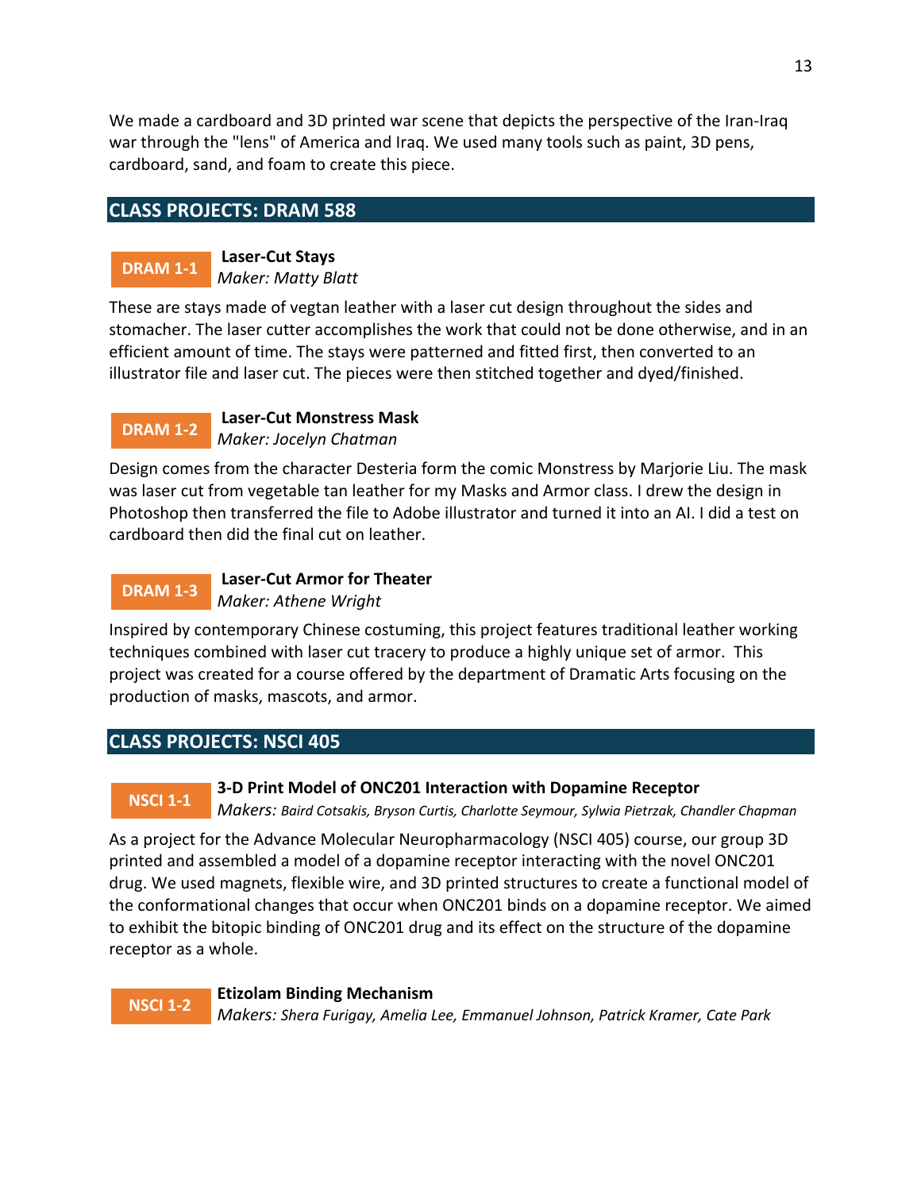We made a cardboard and 3D printed war scene that depicts the perspective of the Iran-Iraq war through the "lens" of America and Iraq. We used many tools such as paint, 3D pens, cardboard, sand, and foam to create this piece.

## CLASS PROJECTS: DRAM 588

**DRAM 1-1** **Laser-Cut Stays**
*Maker: Matty Blatt*

These are stays made of vegtan leather with a laser cut design throughout the sides and stomacher. The laser cutter accomplishes the work that could not be done otherwise, and in an efficient amount of time. The stays were patterned and fitted first, then converted to an illustrator file and laser cut. The pieces were then stitched together and dyed/finished.

**DRAM 1-2** **Laser-Cut Monstress Mask**
*Maker: Jocelyn Chatman*

Design comes from the character Desteria form the comic Monstress by Marjorie Liu. The mask was laser cut from vegetable tan leather for my Masks and Armor class. I drew the design in Photoshop then transferred the file to Adobe illustrator and turned it into an AI. I did a test on cardboard then did the final cut on leather.

**DRAM 1-3** **Laser-Cut Armor for Theater**
*Maker: Athene Wright*

Inspired by contemporary Chinese costuming, this project features traditional leather working techniques combined with laser cut tracery to produce a highly unique set of armor. This project was created for a course offered by the department of Dramatic Arts focusing on the production of masks, mascots, and armor.

## CLASS PROJECTS: NSCI 405

**NSCI 1-1** **3-D Print Model of ONC201 Interaction with Dopamine Receptor**
*Makers: Baird Cotsakis, Bryson Curtis, Charlotte Seymour, Sylwia Pietrzak, Chandler Chapman*

As a project for the Advance Molecular Neuropharmacology (NSCI 405) course, our group 3D printed and assembled a model of a dopamine receptor interacting with the novel ONC201 drug. We used magnets, flexible wire, and 3D printed structures to create a functional model of the conformational changes that occur when ONC201 binds on a dopamine receptor. We aimed to exhibit the bitopic binding of ONC201 drug and its effect on the structure of the dopamine receptor as a whole.

**NSCI 1-2** **Etizolam Binding Mechanism**
*Makers: Shera Furigay, Amelia Lee, Emmanuel Johnson, Patrick Kramer, Cate Park*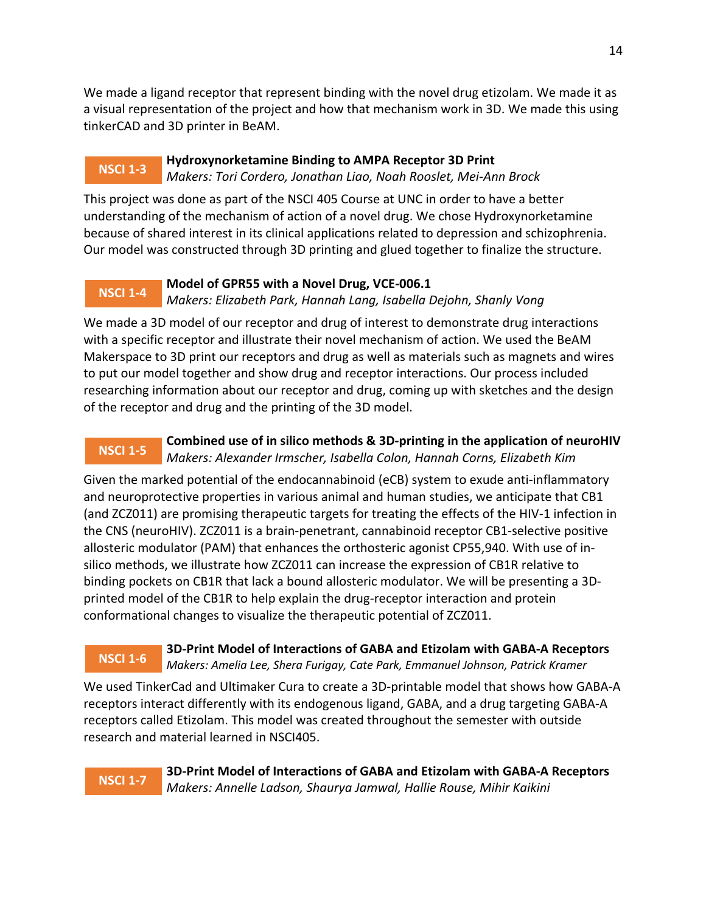We made a ligand receptor that represent binding with the novel drug etizolam. We made it as a visual representation of the project and how that mechanism work in 3D. We made this using tinkerCAD and 3D printer in BeAM.

**NSCI 1-3** **Hydroxynorketamine Binding to AMPA Receptor 3D Print**
*Makers: Tori Cordero, Jonathan Liao, Noah Rooslet, Mei-Ann Brock*

This project was done as part of the NSCI 405 Course at UNC in order to have a better understanding of the mechanism of action of a novel drug. We chose Hydroxynorketamine because of shared interest in its clinical applications related to depression and schizophrenia. Our model was constructed through 3D printing and glued together to finalize the structure.

**NSCI 1-4** **Model of GPR55 with a Novel Drug, VCE-006.1**
*Makers: Elizabeth Park, Hannah Lang, Isabella Dejohn, Shanly Vong*

We made a 3D model of our receptor and drug of interest to demonstrate drug interactions with a specific receptor and illustrate their novel mechanism of action. We used the BeAM Makerspace to 3D print our receptors and drug as well as materials such as magnets and wires to put our model together and show drug and receptor interactions. Our process included researching information about our receptor and drug, coming up with sketches and the design of the receptor and drug and the printing of the 3D model.

**NSCI 1-5** **Combined use of in silico methods & 3D-printing in the application of neuroHIV**
*Makers: Alexander Irmscher, Isabella Colon, Hannah Corns, Elizabeth Kim*

Given the marked potential of the endocannabinoid (eCB) system to exude anti-inflammatory and neuroprotective properties in various animal and human studies, we anticipate that CB1 (and ZCZ011) are promising therapeutic targets for treating the effects of the HIV-1 infection in the CNS (neuroHIV). ZCZ011 is a brain-penetrant, cannabinoid receptor CB1-selective positive allosteric modulator (PAM) that enhances the orthosteric agonist CP55,940. With use of in-silico methods, we illustrate how ZCZ011 can increase the expression of CB1R relative to binding pockets on CB1R that lack a bound allosteric modulator. We will be presenting a 3D-printed model of the CB1R to help explain the drug-receptor interaction and protein conformational changes to visualize the therapeutic potential of ZCZ011.

**NSCI 1-6** **3D-Print Model of Interactions of GABA and Etizolam with GABA-A Receptors**
*Makers: Amelia Lee, Shera Furigay, Cate Park, Emmanuel Johnson, Patrick Kramer*

We used TinkerCad and Ultimaker Cura to create a 3D-printable model that shows how GABA-A receptors interact differently with its endogenous ligand, GABA, and a drug targeting GABA-A receptors called Etizolam. This model was created throughout the semester with outside research and material learned in NSCI405.

**NSCI 1-7** **3D-Print Model of Interactions of GABA and Etizolam with GABA-A Receptors**
*Makers: Annelle Ladson, Shaurya Jamwal, Hallie Rouse, Mihir Kaikini*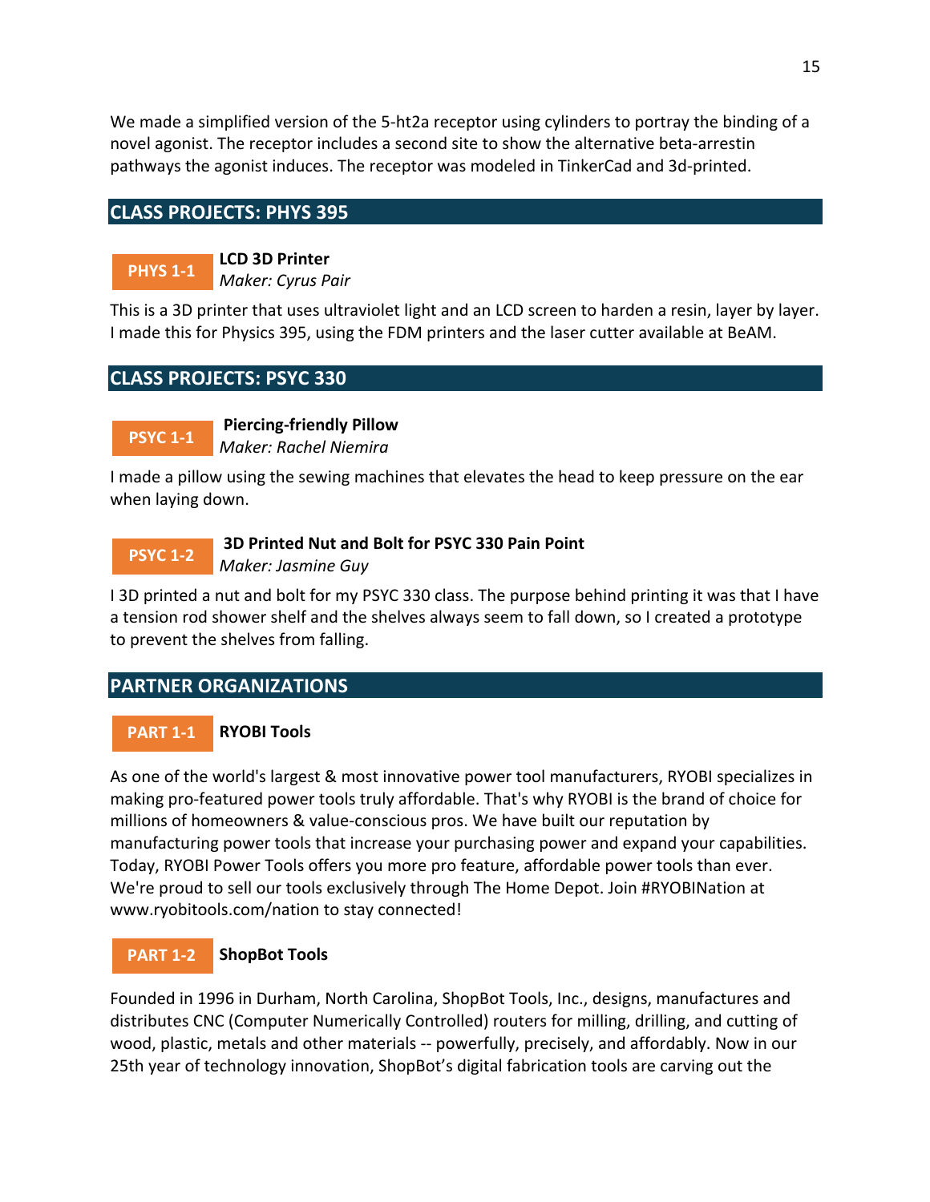We made a simplified version of the 5-ht2a receptor using cylinders to portray the binding of a novel agonist. The receptor includes a second site to show the alternative beta-arrestin pathways the agonist induces. The receptor was modeled in TinkerCad and 3d-printed.

## CLASS PROJECTS: PHYS 395

**PHYS 1-1** **LCD 3D Printer**
*Maker: Cyrus Pair*

This is a 3D printer that uses ultraviolet light and an LCD screen to harden a resin, layer by layer. I made this for Physics 395, using the FDM printers and the laser cutter available at BeAM.

## CLASS PROJECTS: PSYC 330

**PSYC 1-1** **Piercing-friendly Pillow**
*Maker: Rachel Niemira*

I made a pillow using the sewing machines that elevates the head to keep pressure on the ear when laying down.

**PSYC 1-2** **3D Printed Nut and Bolt for PSYC 330 Pain Point**
*Maker: Jasmine Guy*

I 3D printed a nut and bolt for my PSYC 330 class. The purpose behind printing it was that I have a tension rod shower shelf and the shelves always seem to fall down, so I created a prototype to prevent the shelves from falling.

## PARTNER ORGANIZATIONS

**PART 1-1** **RYOBI Tools**

As one of the world's largest & most innovative power tool manufacturers, RYOBI specializes in making pro-featured power tools truly affordable. That's why RYOBI is the brand of choice for millions of homeowners & value-conscious pros. We have built our reputation by manufacturing power tools that increase your purchasing power and expand your capabilities. Today, RYOBI Power Tools offers you more pro feature, affordable power tools than ever. We're proud to sell our tools exclusively through The Home Depot. Join #RYOBINation at www.ryobitools.com/nation to stay connected!

**PART 1-2** **ShopBot Tools**

Founded in 1996 in Durham, North Carolina, ShopBot Tools, Inc., designs, manufactures and distributes CNC (Computer Numerically Controlled) routers for milling, drilling, and cutting of wood, plastic, metals and other materials -- powerfully, precisely, and affordably. Now in our 25th year of technology innovation, ShopBot's digital fabrication tools are carving out the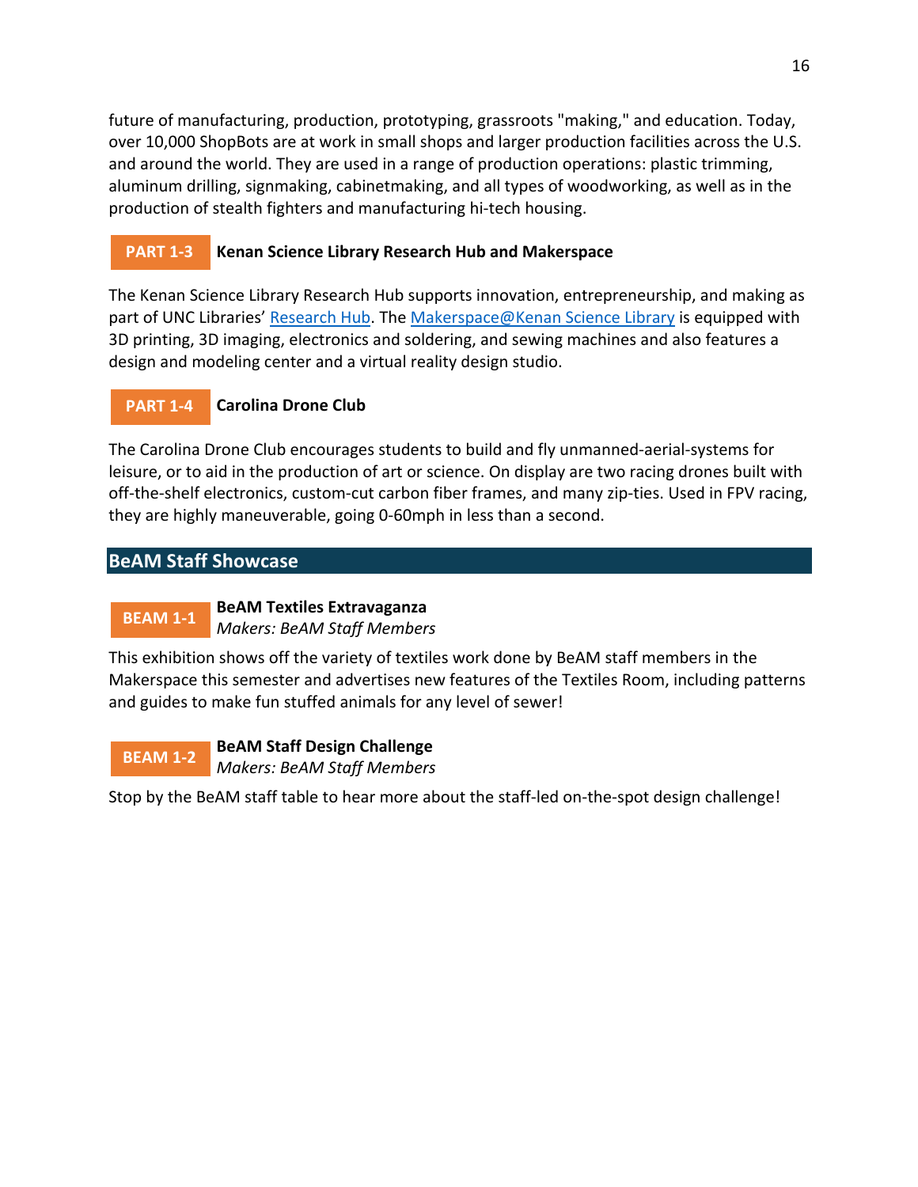future of manufacturing, production, prototyping, grassroots "making," and education. Today, over 10,000 ShopBots are at work in small shops and larger production facilities across the U.S. and around the world. They are used in a range of production operations: plastic trimming, aluminum drilling, signmaking, cabinetmaking, and all types of woodworking, as well as in the production of stealth fighters and manufacturing hi-tech housing.

### PART 1-3 Kenan Science Library Research Hub and Makerspace

The Kenan Science Library Research Hub supports innovation, entrepreneurship, and making as part of UNC Libraries' [Research Hub](). The [Makerspace@Kenan Science Library]() is equipped with 3D printing, 3D imaging, electronics and soldering, and sewing machines and also features a design and modeling center and a virtual reality design studio.

### PART 1-4 Carolina Drone Club

The Carolina Drone Club encourages students to build and fly unmanned-aerial-systems for leisure, or to aid in the production of art or science. On display are two racing drones built with off-the-shelf electronics, custom-cut carbon fiber frames, and many zip-ties. Used in FPV racing, they are highly maneuverable, going 0-60mph in less than a second.

## BeAM Staff Showcase

### BEAM 1-1 BeAM Textiles Extravaganza

*Makers: BeAM Staff Members*

This exhibition shows off the variety of textiles work done by BeAM staff members in the Makerspace this semester and advertises new features of the Textiles Room, including patterns and guides to make fun stuffed animals for any level of sewer!

### BEAM 1-2 BeAM Staff Design Challenge

*Makers: BeAM Staff Members*

Stop by the BeAM staff table to hear more about the staff-led on-the-spot design challenge!